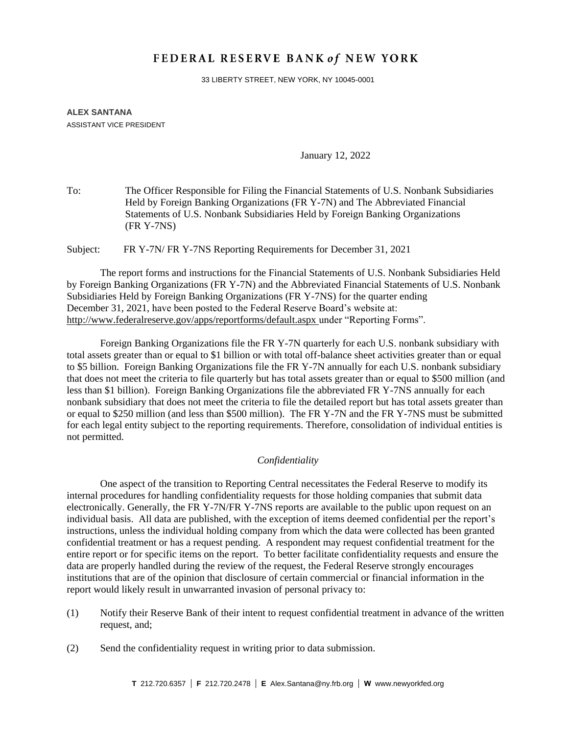# FEDERAL RESERVE BANK *of* NEW YORK

33 LIBERTY STREET, NEW YORK, NY 10045-0001

**ALEX SANTANA**
ASSISTANT VICE PRESIDENT

January 12, 2022

To: The Officer Responsible for Filing the Financial Statements of U.S. Nonbank Subsidiaries Held by Foreign Banking Organizations (FR Y-7N) and The Abbreviated Financial Statements of U.S. Nonbank Subsidiaries Held by Foreign Banking Organizations (FR Y-7NS)

Subject: FR Y-7N/ FR Y-7NS Reporting Requirements for December 31, 2021

The report forms and instructions for the Financial Statements of U.S. Nonbank Subsidiaries Held by Foreign Banking Organizations (FR Y-7N) and the Abbreviated Financial Statements of U.S. Nonbank Subsidiaries Held by Foreign Banking Organizations (FR Y-7NS) for the quarter ending December 31, 2021, have been posted to the Federal Reserve Board's website at: http://www.federalreserve.gov/apps/reportforms/default.aspx under "Reporting Forms".

Foreign Banking Organizations file the FR Y-7N quarterly for each U.S. nonbank subsidiary with total assets greater than or equal to $1 billion or with total off-balance sheet activities greater than or equal to $5 billion. Foreign Banking Organizations file the FR Y-7N annually for each U.S. nonbank subsidiary that does not meet the criteria to file quarterly but has total assets greater than or equal to $500 million (and less than $1 billion). Foreign Banking Organizations file the abbreviated FR Y-7NS annually for each nonbank subsidiary that does not meet the criteria to file the detailed report but has total assets greater than or equal to $250 million (and less than $500 million). The FR Y-7N and the FR Y-7NS must be submitted for each legal entity subject to the reporting requirements. Therefore, consolidation of individual entities is not permitted.

*Confidentiality*

One aspect of the transition to Reporting Central necessitates the Federal Reserve to modify its internal procedures for handling confidentiality requests for those holding companies that submit data electronically. Generally, the FR Y-7N/FR Y-7NS reports are available to the public upon request on an individual basis. All data are published, with the exception of items deemed confidential per the report's instructions, unless the individual holding company from which the data were collected has been granted confidential treatment or has a request pending. A respondent may request confidential treatment for the entire report or for specific items on the report. To better facilitate confidentiality requests and ensure the data are properly handled during the review of the request, the Federal Reserve strongly encourages institutions that are of the opinion that disclosure of certain commercial or financial information in the report would likely result in unwarranted invasion of personal privacy to:

(1) Notify their Reserve Bank of their intent to request confidential treatment in advance of the written request, and;

(2) Send the confidentiality request in writing prior to data submission.

**T** 212.720.6357 | **F** 212.720.2478 | **E** Alex.Santana@ny.frb.org | **W** www.newyorkfed.org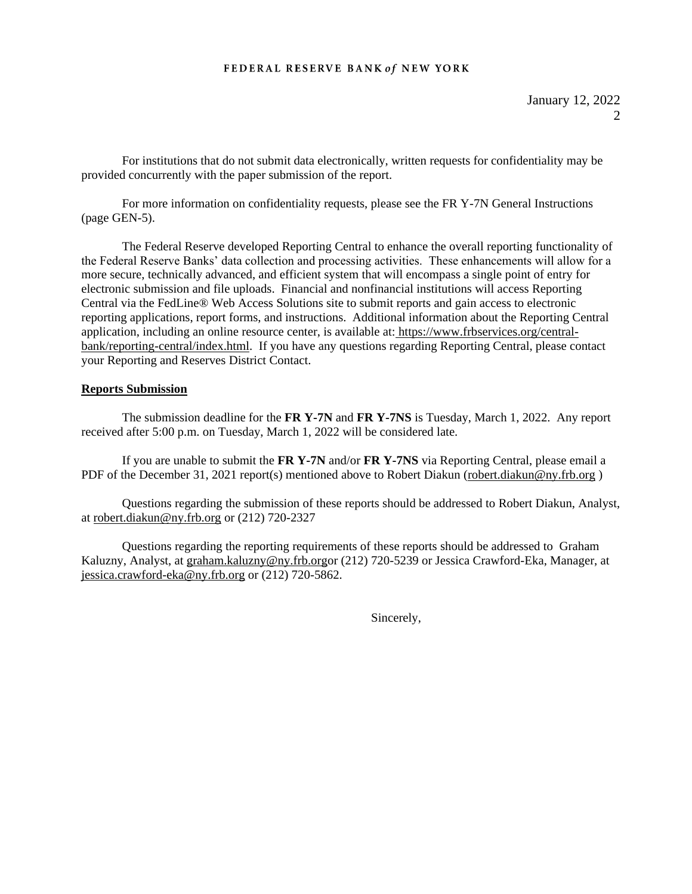For institutions that do not submit data electronically, written requests for confidentiality may be provided concurrently with the paper submission of the report.

For more information on confidentiality requests, please see the FR Y-7N General Instructions (page GEN-5).

The Federal Reserve developed Reporting Central to enhance the overall reporting functionality of the Federal Reserve Banks' data collection and processing activities. These enhancements will allow for a more secure, technically advanced, and efficient system that will encompass a single point of entry for electronic submission and file uploads. Financial and nonfinancial institutions will access Reporting Central via the FedLine® Web Access Solutions site to submit reports and gain access to electronic reporting applications, report forms, and instructions. Additional information about the Reporting Central application, including an online resource center, is available at: https://www.frbservices.org/central-bank/reporting-central/index.html. If you have any questions regarding Reporting Central, please contact your Reporting and Reserves District Contact.

**Reports Submission**

The submission deadline for the **FR Y-7N** and **FR Y-7NS** is Tuesday, March 1, 2022. Any report received after 5:00 p.m. on Tuesday, March 1, 2022 will be considered late.

If you are unable to submit the **FR Y-7N** and/or **FR Y-7NS** via Reporting Central, please email a PDF of the December 31, 2021 report(s) mentioned above to Robert Diakun (robert.diakun@ny.frb.org )

Questions regarding the submission of these reports should be addressed to Robert Diakun, Analyst, at robert.diakun@ny.frb.org or (212) 720-2327

Questions regarding the reporting requirements of these reports should be addressed to Graham Kaluzny, Analyst, at graham.kaluzny@ny.frb.orgor (212) 720-5239 or Jessica Crawford-Eka, Manager, at jessica.crawford-eka@ny.frb.org or (212) 720-5862.

Sincerely,